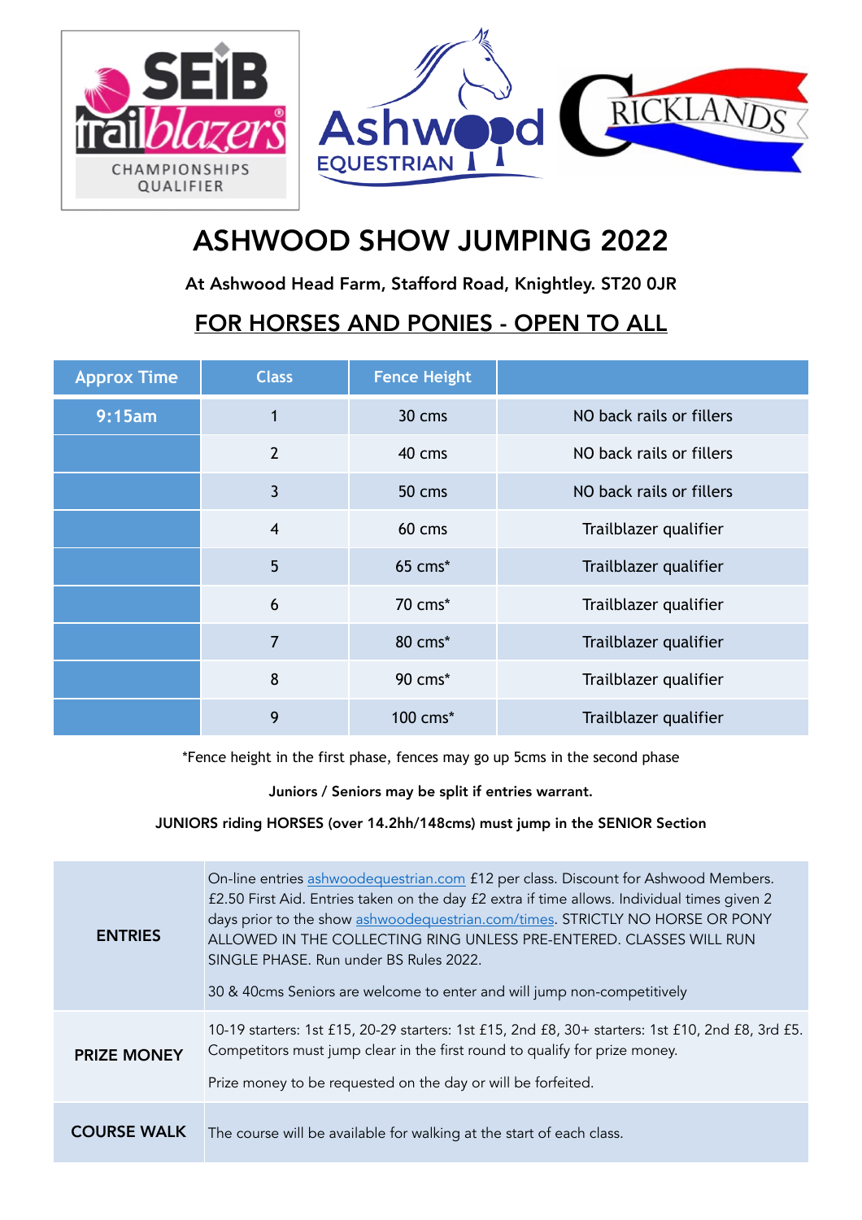# ASHWOOD SHOW JUMPING 2022

**At Ashwood Head Farm, Stafford Road, Knightley. ST20 0JR**

## FOR HORSES AND PONIES - OPEN TO ALL

| Approx Time | Class | Fence Height | |
|---|---|---|---|
| 9:15am | 1 | 30 cms | NO back rails or fillers |
| | 2 | 40 cms | NO back rails or fillers |
| | 3 | 50 cms | NO back rails or fillers |
| | 4 | 60 cms | Trailblazer qualifier |
| | 5 | 65 cms* | Trailblazer qualifier |
| | 6 | 70 cms* | Trailblazer qualifier |
| | 7 | 80 cms* | Trailblazer qualifier |
| | 8 | 90 cms* | Trailblazer qualifier |
| | 9 | 100 cms* | Trailblazer qualifier |

*Fence height in the first phase, fences may go up 5cms in the second phase

**Juniors / Seniors may be split if entries warrant.**

**JUNIORS riding HORSES (over 14.2hh/148cms) must jump in the SENIOR Section**

| | |
|---|---|
| **ENTRIES** | On-line entries ashwoodequestrian.com £12 per class. Discount for Ashwood Members. £2.50 First Aid. Entries taken on the day £2 extra if time allows. Individual times given 2 days prior to the show ashwoodequestrian.com/times. STRICTLY NO HORSE OR PONY ALLOWED IN THE COLLECTING RING UNLESS PRE-ENTERED. CLASSES WILL RUN SINGLE PHASE. Run under BS Rules 2022.<br><br>30 & 40cms Seniors are welcome to enter and will jump non-competitively |
| **PRIZE MONEY** | 10-19 starters: 1st £15, 20-29 starters: 1st £15, 2nd £8, 30+ starters: 1st £10, 2nd £8, 3rd £5. Competitors must jump clear in the first round to qualify for prize money.<br><br>Prize money to be requested on the day or will be forfeited. |
| **COURSE WALK** | The course will be available for walking at the start of each class. |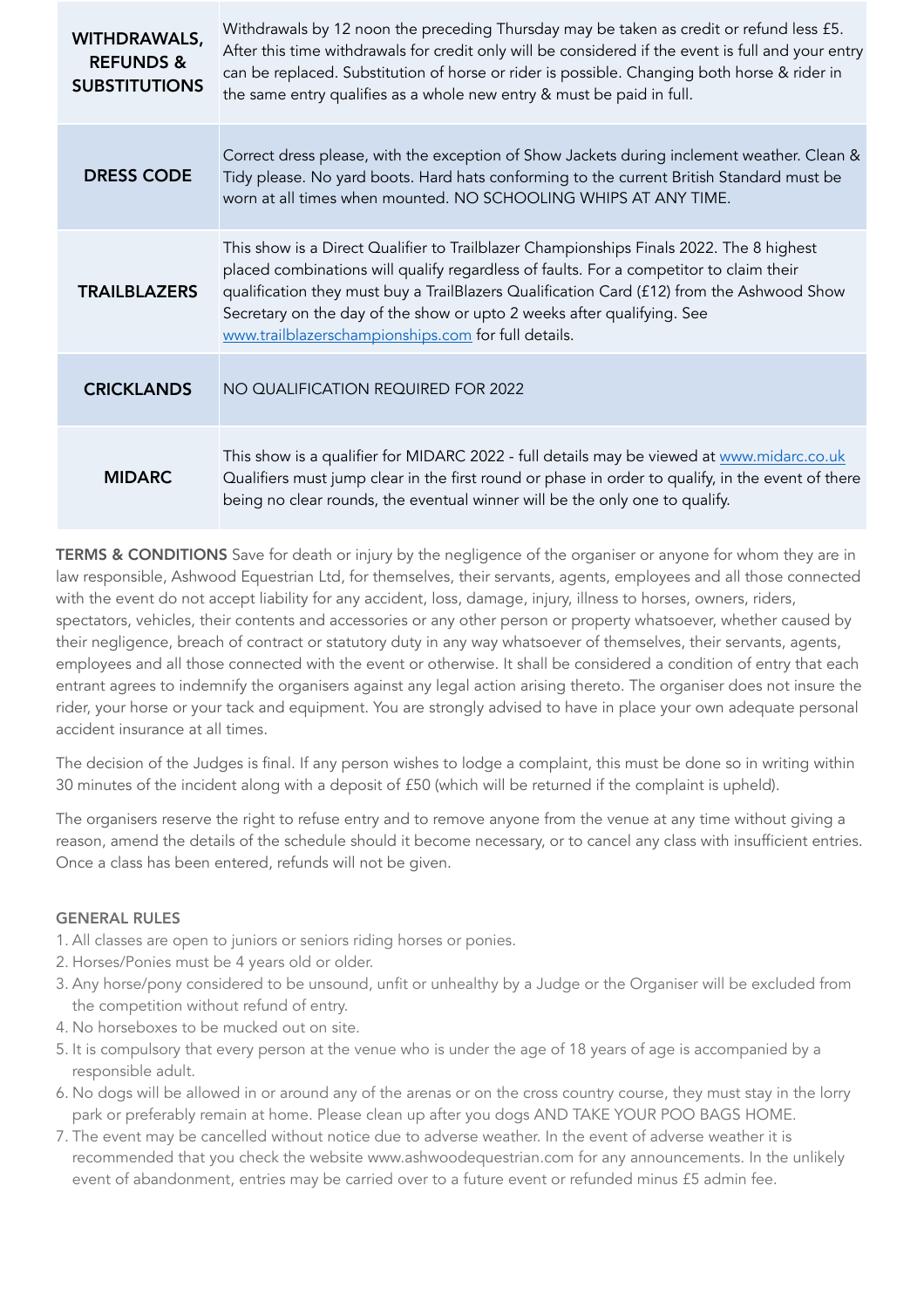| | |
|---|---|
| **WITHDRAWALS, REFUNDS & SUBSTITUTIONS** | Withdrawals by 12 noon the preceding Thursday may be taken as credit or refund less £5. After this time withdrawals for credit only will be considered if the event is full and your entry can be replaced. Substitution of horse or rider is possible. Changing both horse & rider in the same entry qualifies as a whole new entry & must be paid in full. |
| **DRESS CODE** | Correct dress please, with the exception of Show Jackets during inclement weather. Clean & Tidy please. No yard boots. Hard hats conforming to the current British Standard must be worn at all times when mounted. NO SCHOOLING WHIPS AT ANY TIME. |
| **TRAILBLAZERS** | This show is a Direct Qualifier to Trailblazer Championships Finals 2022. The 8 highest placed combinations will qualify regardless of faults. For a competitor to claim their qualification they must buy a TrailBlazers Qualification Card (£12) from the Ashwood Show Secretary on the day of the show or upto 2 weeks after qualifying. See www.trailblazerschampionships.com for full details. |
| **CRICKLANDS** | NO QUALIFICATION REQUIRED FOR 2022 |
| **MIDARC** | This show is a qualifier for MIDARC 2022 - full details may be viewed at www.midarc.co.uk Qualifiers must jump clear in the first round or phase in order to qualify, in the event of there being no clear rounds, the eventual winner will be the only one to qualify. |

**TERMS & CONDITIONS** Save for death or injury by the negligence of the organiser or anyone for whom they are in law responsible, Ashwood Equestrian Ltd, for themselves, their servants, agents, employees and all those connected with the event do not accept liability for any accident, loss, damage, injury, illness to horses, owners, riders, spectators, vehicles, their contents and accessories or any other person or property whatsoever, whether caused by their negligence, breach of contract or statutory duty in any way whatsoever of themselves, their servants, agents, employees and all those connected with the event or otherwise. It shall be considered a condition of entry that each entrant agrees to indemnify the organisers against any legal action arising thereto. The organiser does not insure the rider, your horse or your tack and equipment. You are strongly advised to have in place your own adequate personal accident insurance at all times.

The decision of the Judges is final. If any person wishes to lodge a complaint, this must be done so in writing within 30 minutes of the incident along with a deposit of £50 (which will be returned if the complaint is upheld).

The organisers reserve the right to refuse entry and to remove anyone from the venue at any time without giving a reason, amend the details of the schedule should it become necessary, or to cancel any class with insufficient entries. Once a class has been entered, refunds will not be given.

### GENERAL RULES

1. All classes are open to juniors or seniors riding horses or ponies.
2. Horses/Ponies must be 4 years old or older.
3. Any horse/pony considered to be unsound, unfit or unhealthy by a Judge or the Organiser will be excluded from the competition without refund of entry.
4. No horseboxes to be mucked out on site.
5. It is compulsory that every person at the venue who is under the age of 18 years of age is accompanied by a responsible adult.
6. No dogs will be allowed in or around any of the arenas or on the cross country course, they must stay in the lorry park or preferably remain at home. Please clean up after you dogs AND TAKE YOUR POO BAGS HOME.
7. The event may be cancelled without notice due to adverse weather. In the event of adverse weather it is recommended that you check the website www.ashwoodequestrian.com for any announcements. In the unlikely event of abandonment, entries may be carried over to a future event or refunded minus £5 admin fee.